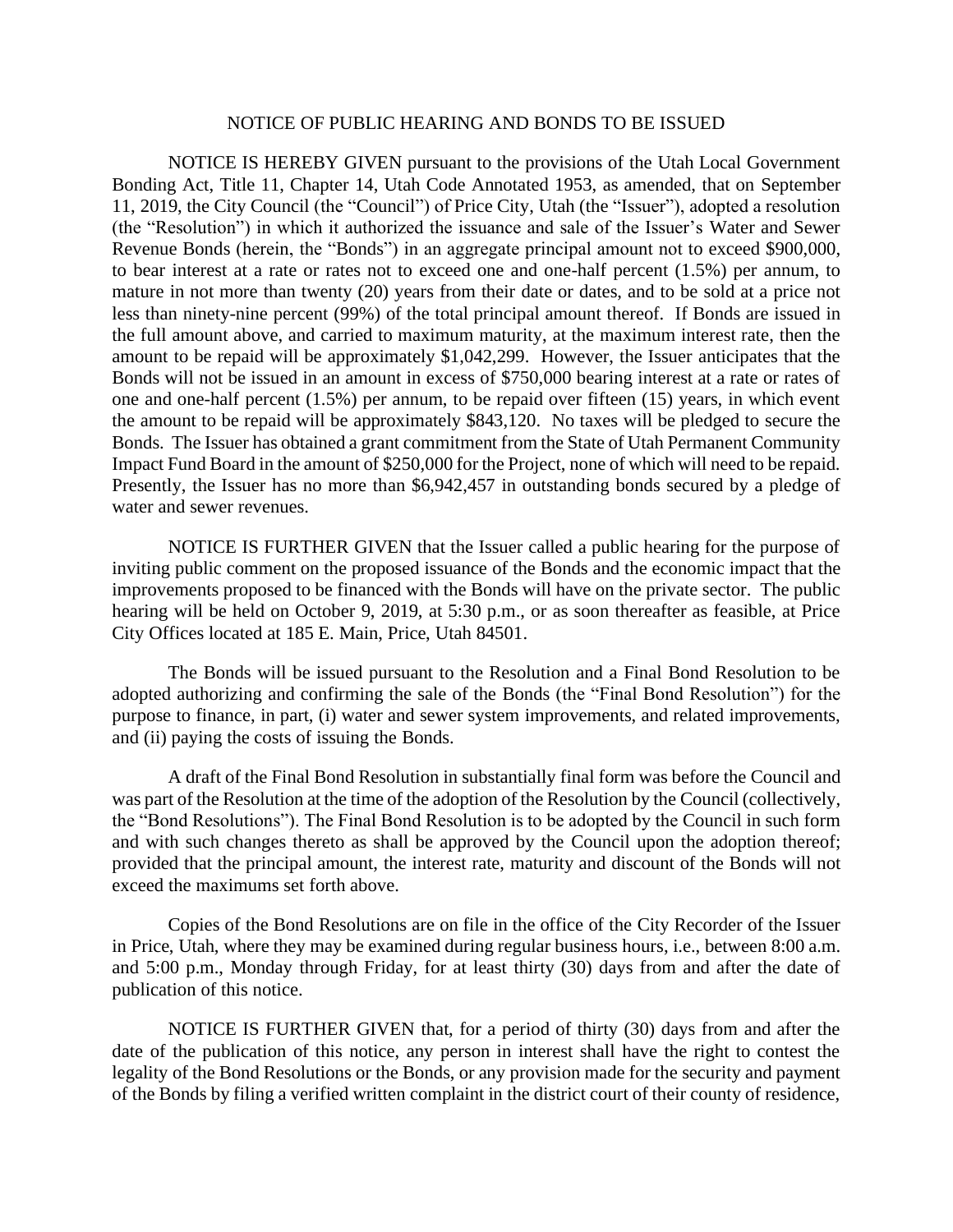# NOTICE OF PUBLIC HEARING AND BONDS TO BE ISSUED

NOTICE IS HEREBY GIVEN pursuant to the provisions of the Utah Local Government Bonding Act, Title 11, Chapter 14, Utah Code Annotated 1953, as amended, that on September 11, 2019, the City Council (the "Council") of Price City, Utah (the "Issuer"), adopted a resolution (the "Resolution") in which it authorized the issuance and sale of the Issuer's Water and Sewer Revenue Bonds (herein, the "Bonds") in an aggregate principal amount not to exceed $900,000, to bear interest at a rate or rates not to exceed one and one-half percent (1.5%) per annum, to mature in not more than twenty (20) years from their date or dates, and to be sold at a price not less than ninety-nine percent (99%) of the total principal amount thereof. If Bonds are issued in the full amount above, and carried to maximum maturity, at the maximum interest rate, then the amount to be repaid will be approximately $1,042,299. However, the Issuer anticipates that the Bonds will not be issued in an amount in excess of $750,000 bearing interest at a rate or rates of one and one-half percent (1.5%) per annum, to be repaid over fifteen (15) years, in which event the amount to be repaid will be approximately $843,120. No taxes will be pledged to secure the Bonds. The Issuer has obtained a grant commitment from the State of Utah Permanent Community Impact Fund Board in the amount of $250,000 for the Project, none of which will need to be repaid. Presently, the Issuer has no more than $6,942,457 in outstanding bonds secured by a pledge of water and sewer revenues.

NOTICE IS FURTHER GIVEN that the Issuer called a public hearing for the purpose of inviting public comment on the proposed issuance of the Bonds and the economic impact that the improvements proposed to be financed with the Bonds will have on the private sector. The public hearing will be held on October 9, 2019, at 5:30 p.m., or as soon thereafter as feasible, at Price City Offices located at 185 E. Main, Price, Utah 84501.

The Bonds will be issued pursuant to the Resolution and a Final Bond Resolution to be adopted authorizing and confirming the sale of the Bonds (the "Final Bond Resolution") for the purpose to finance, in part, (i) water and sewer system improvements, and related improvements, and (ii) paying the costs of issuing the Bonds.

A draft of the Final Bond Resolution in substantially final form was before the Council and was part of the Resolution at the time of the adoption of the Resolution by the Council (collectively, the "Bond Resolutions"). The Final Bond Resolution is to be adopted by the Council in such form and with such changes thereto as shall be approved by the Council upon the adoption thereof; provided that the principal amount, the interest rate, maturity and discount of the Bonds will not exceed the maximums set forth above.

Copies of the Bond Resolutions are on file in the office of the City Recorder of the Issuer in Price, Utah, where they may be examined during regular business hours, i.e., between 8:00 a.m. and 5:00 p.m., Monday through Friday, for at least thirty (30) days from and after the date of publication of this notice.

NOTICE IS FURTHER GIVEN that, for a period of thirty (30) days from and after the date of the publication of this notice, any person in interest shall have the right to contest the legality of the Bond Resolutions or the Bonds, or any provision made for the security and payment of the Bonds by filing a verified written complaint in the district court of their county of residence,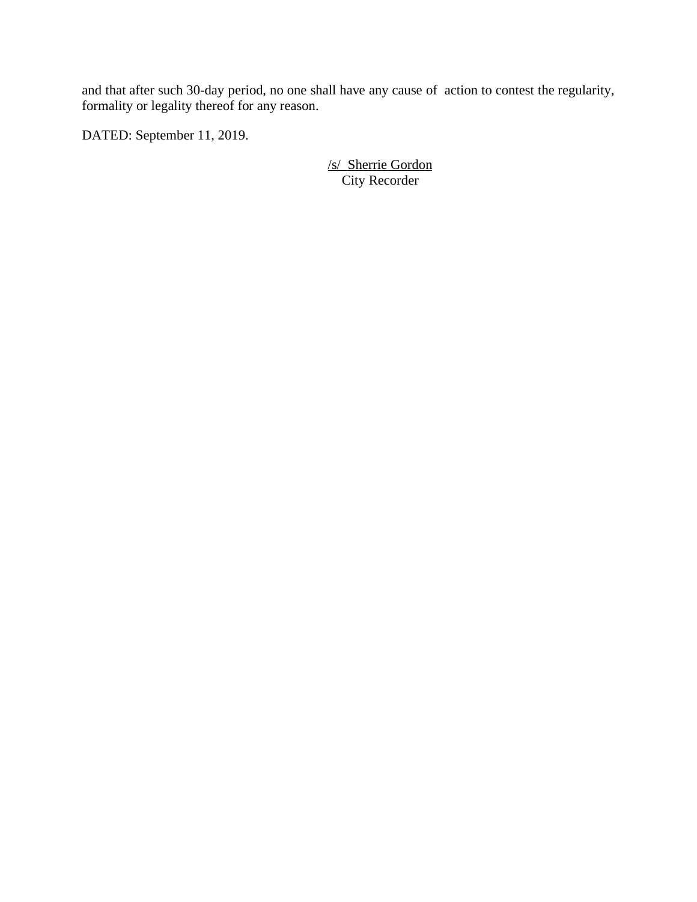and that after such 30-day period, no one shall have any cause of action to contest the regularity, formality or legality thereof for any reason.

DATED: September 11, 2019.

/s/ Sherrie Gordon
City Recorder